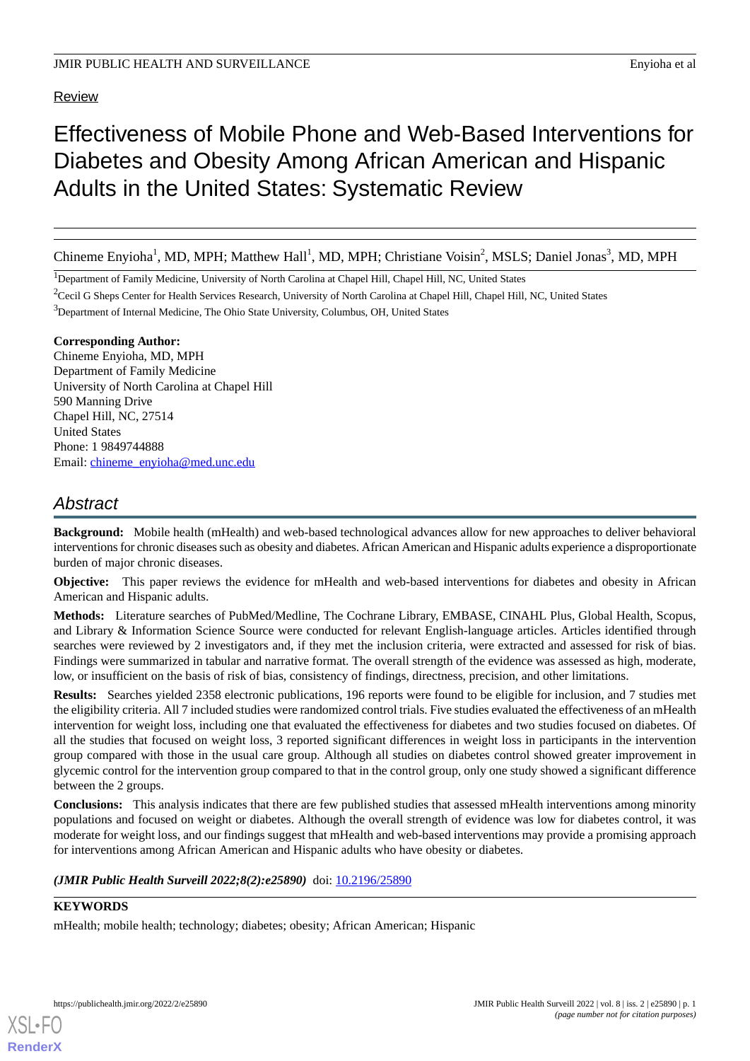Review

# Effectiveness of Mobile Phone and Web-Based Interventions for Diabetes and Obesity Among African American and Hispanic Adults in the United States: Systematic Review

Chineme Enyioha[1], MD, MPH; Matthew Hall[1], MD, MPH; Christiane Voisin[2], MSLS; Daniel Jonas[3], MD, MPH

[1]Department of Family Medicine, University of North Carolina at Chapel Hill, Chapel Hill, NC, United States

[2]Cecil G Sheps Center for Health Services Research, University of North Carolina at Chapel Hill, Chapel Hill, NC, United States

[3]Department of Internal Medicine, The Ohio State University, Columbus, OH, United States

**Corresponding Author:**
Chineme Enyioha, MD, MPH
Department of Family Medicine
University of North Carolina at Chapel Hill
590 Manning Drive
Chapel Hill, NC, 27514
United States
Phone: 1 9849744888
Email: chineme_enyioha@med.unc.edu

## Abstract

**Background:** Mobile health (mHealth) and web-based technological advances allow for new approaches to deliver behavioral interventions for chronic diseases such as obesity and diabetes. African American and Hispanic adults experience a disproportionate burden of major chronic diseases.

**Objective:** This paper reviews the evidence for mHealth and web-based interventions for diabetes and obesity in African American and Hispanic adults.

**Methods:** Literature searches of PubMed/Medline, The Cochrane Library, EMBASE, CINAHL Plus, Global Health, Scopus, and Library & Information Science Source were conducted for relevant English-language articles. Articles identified through searches were reviewed by 2 investigators and, if they met the inclusion criteria, were extracted and assessed for risk of bias. Findings were summarized in tabular and narrative format. The overall strength of the evidence was assessed as high, moderate, low, or insufficient on the basis of risk of bias, consistency of findings, directness, precision, and other limitations.

**Results:** Searches yielded 2358 electronic publications, 196 reports were found to be eligible for inclusion, and 7 studies met the eligibility criteria. All 7 included studies were randomized control trials. Five studies evaluated the effectiveness of an mHealth intervention for weight loss, including one that evaluated the effectiveness for diabetes and two studies focused on diabetes. Of all the studies that focused on weight loss, 3 reported significant differences in weight loss in participants in the intervention group compared with those in the usual care group. Although all studies on diabetes control showed greater improvement in glycemic control for the intervention group compared to that in the control group, only one study showed a significant difference between the 2 groups.

**Conclusions:** This analysis indicates that there are few published studies that assessed mHealth interventions among minority populations and focused on weight or diabetes. Although the overall strength of evidence was low for diabetes control, it was moderate for weight loss, and our findings suggest that mHealth and web-based interventions may provide a promising approach for interventions among African American and Hispanic adults who have obesity or diabetes.

***(JMIR Public Health Surveill 2022;8(2):e25890)*** doi: 10.2196/25890

**KEYWORDS**

mHealth; mobile health; technology; diabetes; obesity; African American; Hispanic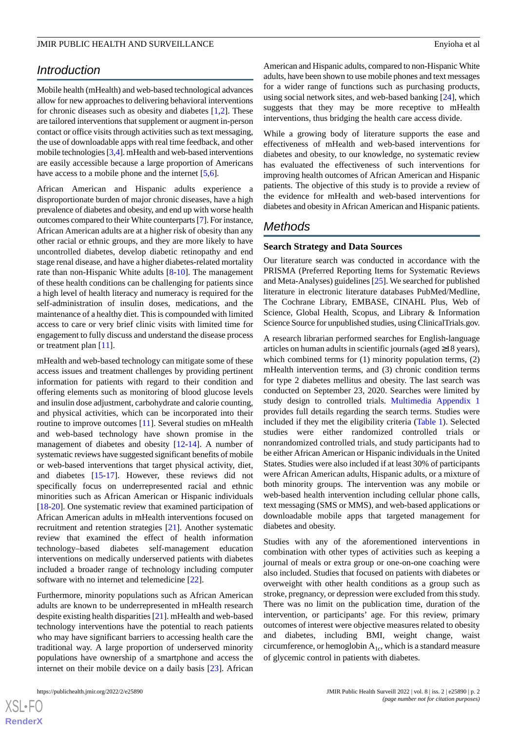## Introduction

Mobile health (mHealth) and web-based technological advances allow for new approaches to delivering behavioral interventions for chronic diseases such as obesity and diabetes [1,2]. These are tailored interventions that supplement or augment in-person contact or office visits through activities such as text messaging, the use of downloadable apps with real time feedback, and other mobile technologies [3,4]. mHealth and web-based interventions are easily accessible because a large proportion of Americans have access to a mobile phone and the internet [5,6].

African American and Hispanic adults experience a disproportionate burden of major chronic diseases, have a high prevalence of diabetes and obesity, and end up with worse health outcomes compared to their White counterparts [7]. For instance, African American adults are at a higher risk of obesity than any other racial or ethnic groups, and they are more likely to have uncontrolled diabetes, develop diabetic retinopathy and end stage renal disease, and have a higher diabetes-related mortality rate than non-Hispanic White adults [8-10]. The management of these health conditions can be challenging for patients since a high level of health literacy and numeracy is required for the self-administration of insulin doses, medications, and the maintenance of a healthy diet. This is compounded with limited access to care or very brief clinic visits with limited time for engagement to fully discuss and understand the disease process or treatment plan [11].

mHealth and web-based technology can mitigate some of these access issues and treatment challenges by providing pertinent information for patients with regard to their condition and offering elements such as monitoring of blood glucose levels and insulin dose adjustment, carbohydrate and calorie counting, and physical activities, which can be incorporated into their routine to improve outcomes [11]. Several studies on mHealth and web-based technology have shown promise in the management of diabetes and obesity [12-14]. A number of systematic reviews have suggested significant benefits of mobile or web-based interventions that target physical activity, diet, and diabetes [15-17]. However, these reviews did not specifically focus on underrepresented racial and ethnic minorities such as African American or Hispanic individuals [18-20]. One systematic review that examined participation of African American adults in mHealth interventions focused on recruitment and retention strategies [21]. Another systematic review that examined the effect of health information technology–based diabetes self-management education interventions on medically underserved patients with diabetes included a broader range of technology including computer software with no internet and telemedicine [22].

Furthermore, minority populations such as African American adults are known to be underrepresented in mHealth research despite existing health disparities [21]. mHealth and web-based technology interventions have the potential to reach patients who may have significant barriers to accessing health care the traditional way. A large proportion of underserved minority populations have ownership of a smartphone and access the internet on their mobile device on a daily basis [23]. African American and Hispanic adults, compared to non-Hispanic White adults, have been shown to use mobile phones and text messages for a wider range of functions such as purchasing products, using social network sites, and web-based banking [24], which suggests that they may be more receptive to mHealth interventions, thus bridging the health care access divide.

While a growing body of literature supports the ease and effectiveness of mHealth and web-based interventions for diabetes and obesity, to our knowledge, no systematic review has evaluated the effectiveness of such interventions for improving health outcomes of African American and Hispanic patients. The objective of this study is to provide a review of the evidence for mHealth and web-based interventions for diabetes and obesity in African American and Hispanic patients.

## Methods

### Search Strategy and Data Sources

Our literature search was conducted in accordance with the PRISMA (Preferred Reporting Items for Systematic Reviews and Meta-Analyses) guidelines [25]. We searched for published literature in electronic literature databases PubMed/Medline, The Cochrane Library, EMBASE, CINAHL Plus, Web of Science, Global Health, Scopus, and Library & Information Science Source for unpublished studies, using ClinicalTrials.gov.

A research librarian performed searches for English-language articles on human adults in scientific journals (aged ≥18 years), which combined terms for (1) minority population terms, (2) mHealth intervention terms, and (3) chronic condition terms for type 2 diabetes mellitus and obesity. The last search was conducted on September 23, 2020. Searches were limited by study design to controlled trials. Multimedia Appendix 1 provides full details regarding the search terms. Studies were included if they met the eligibility criteria (Table 1). Selected studies were either randomized controlled trials or nonrandomized controlled trials, and study participants had to be either African American or Hispanic individuals in the United States. Studies were also included if at least 30% of participants were African American adults, Hispanic adults, or a mixture of both minority groups. The intervention was any mobile or web-based health intervention including cellular phone calls, text messaging (SMS or MMS), and web-based applications or downloadable mobile apps that targeted management for diabetes and obesity.

Studies with any of the aforementioned interventions in combination with other types of activities such as keeping a journal of meals or extra group or one-on-one coaching were also included. Studies that focused on patients with diabetes or overweight with other health conditions as a group such as stroke, pregnancy, or depression were excluded from this study. There was no limit on the publication time, duration of the intervention, or participants' age. For this review, primary outcomes of interest were objective measures related to obesity and diabetes, including BMI, weight change, waist circumference, or hemoglobin $A_{1c}$, which is a standard measure of glycemic control in patients with diabetes.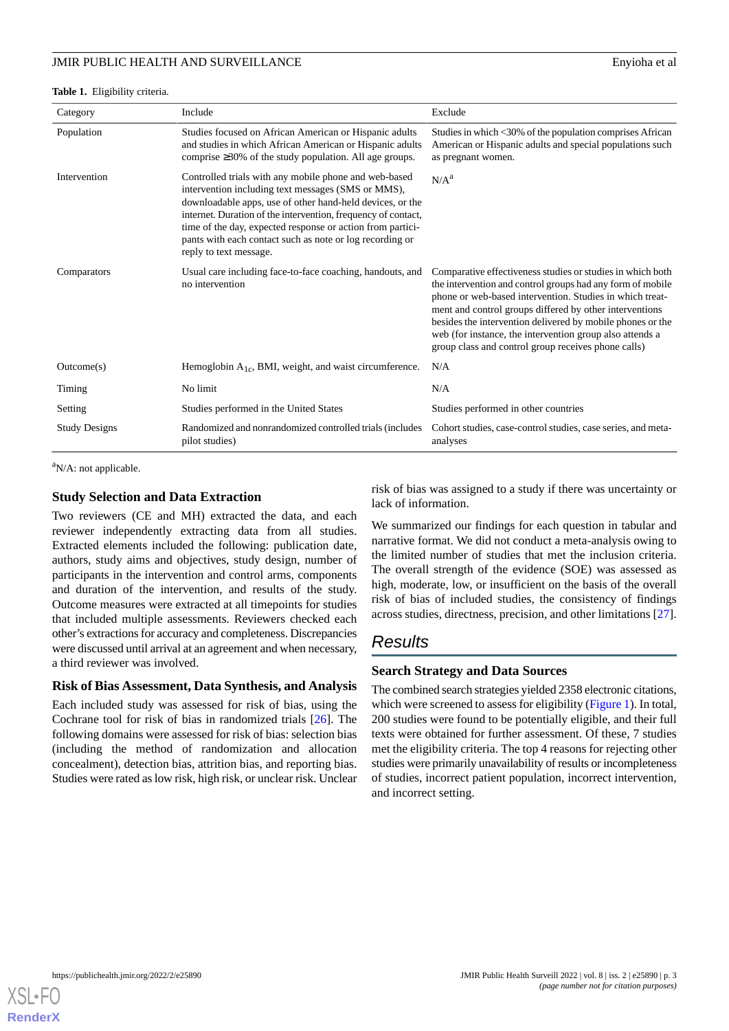**Table 1.** Eligibility criteria.

| Category | Include | Exclude |
|---|---|---|
| Population | Studies focused on African American or Hispanic adults and studies in which African American or Hispanic adults comprise ≥30% of the study population. All age groups. | Studies in which <30% of the population comprises African American or Hispanic adults and special populations such as pregnant women. |
| Intervention | Controlled trials with any mobile phone and web-based intervention including text messages (SMS or MMS), downloadable apps, use of other hand-held devices, or the internet. Duration of the intervention, frequency of contact, time of the day, expected response or action from participants with each contact such as note or log recording or reply to text message. | N/A[a] |
| Comparators | Usual care including face-to-face coaching, handouts, and no intervention | Comparative effectiveness studies or studies in which both the intervention and control groups had any form of mobile phone or web-based intervention. Studies in which treatment and control groups differed by other interventions besides the intervention delivered by mobile phones or the web (for instance, the intervention group also attends a group class and control group receives phone calls) |
| Outcome(s) | Hemoglobin $A_{1c}$, BMI, weight, and waist circumference. | N/A |
| Timing | No limit | N/A |
| Setting | Studies performed in the United States | Studies performed in other countries |
| Study Designs | Randomized and nonrandomized controlled trials (includes pilot studies) | Cohort studies, case-control studies, case series, and meta-analyses |

[a]N/A: not applicable.

### Study Selection and Data Extraction

Two reviewers (CE and MH) extracted the data, and each reviewer independently extracting data from all studies. Extracted elements included the following: publication date, authors, study aims and objectives, study design, number of participants in the intervention and control arms, components and duration of the intervention, and results of the study. Outcome measures were extracted at all timepoints for studies that included multiple assessments. Reviewers checked each other's extractions for accuracy and completeness. Discrepancies were discussed until arrival at an agreement and when necessary, a third reviewer was involved.

### Risk of Bias Assessment, Data Synthesis, and Analysis

Each included study was assessed for risk of bias, using the Cochrane tool for risk of bias in randomized trials [26]. The following domains were assessed for risk of bias: selection bias (including the method of randomization and allocation concealment), detection bias, attrition bias, and reporting bias. Studies were rated as low risk, high risk, or unclear risk. Unclear risk of bias was assigned to a study if there was uncertainty or lack of information.

We summarized our findings for each question in tabular and narrative format. We did not conduct a meta-analysis owing to the limited number of studies that met the inclusion criteria. The overall strength of the evidence (SOE) was assessed as high, moderate, low, or insufficient on the basis of the overall risk of bias of included studies, the consistency of findings across studies, directness, precision, and other limitations [27].

## Results

### Search Strategy and Data Sources

The combined search strategies yielded 2358 electronic citations, which were screened to assess for eligibility (Figure 1). In total, 200 studies were found to be potentially eligible, and their full texts were obtained for further assessment. Of these, 7 studies met the eligibility criteria. The top 4 reasons for rejecting other studies were primarily unavailability of results or incompleteness of studies, incorrect patient population, incorrect intervention, and incorrect setting.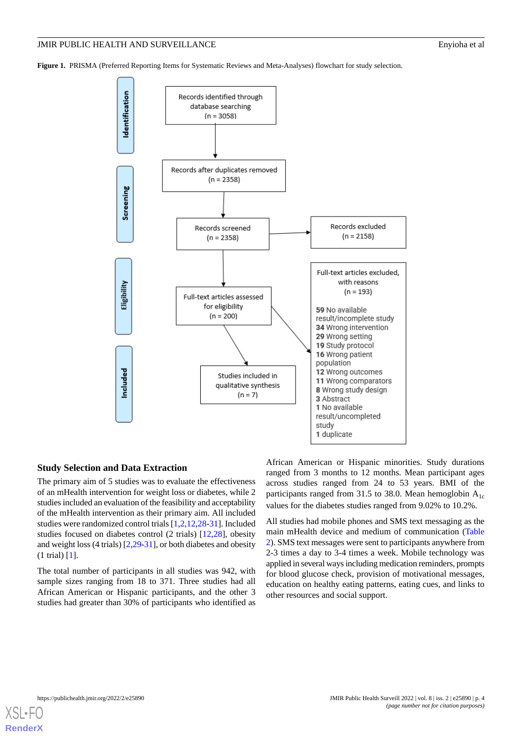**Figure 1.** PRISMA (Preferred Reporting Items for Systematic Reviews and Meta-Analyses) flowchart for study selection.

**Identification**

Records identified through database searching (n = 3058)

**Screening**

Records after duplicates removed (n = 2358)

Records screened (n = 2358)

Records excluded (n = 2158)

**Eligibility**

Full-text articles assessed for eligibility (n = 200)

Full-text articles excluded, with reasons (n = 193)

- **59** No available result/incomplete study
- **34** Wrong intervention
- **29** Wrong setting
- **19** Study protocol
- **16** Wrong patient population
- **12** Wrong outcomes
- **11** Wrong comparators
- **8** Wrong study design
- **3** Abstract
- **1** No available result/uncompleted study
- **1** duplicate

**Included**

Studies included in qualitative synthesis (n = 7)

### Study Selection and Data Extraction

The primary aim of 5 studies was to evaluate the effectiveness of an mHealth intervention for weight loss or diabetes, while 2 studies included an evaluation of the feasibility and acceptability of the mHealth intervention as their primary aim. All included studies were randomized control trials [1,2,12,28-31]. Included studies focused on diabetes control (2 trials) [12,28], obesity and weight loss (4 trials) [2,29-31], or both diabetes and obesity (1 trial) [1].

The total number of participants in all studies was 942, with sample sizes ranging from 18 to 371. Three studies had all African American or Hispanic participants, and the other 3 studies had greater than 30% of participants who identified as African American or Hispanic minorities. Study durations ranged from 3 months to 12 months. Mean participant ages across studies ranged from 24 to 53 years. BMI of the participants ranged from 31.5 to 38.0. Mean hemoglobin $A_{1c}$ values for the diabetes studies ranged from 9.02% to 10.2%.

All studies had mobile phones and SMS text messaging as the main mHealth device and medium of communication (Table 2). SMS text messages were sent to participants anywhere from 2-3 times a day to 3-4 times a week. Mobile technology was applied in several ways including medication reminders, prompts for blood glucose check, provision of motivational messages, education on healthy eating patterns, eating cues, and links to other resources and social support.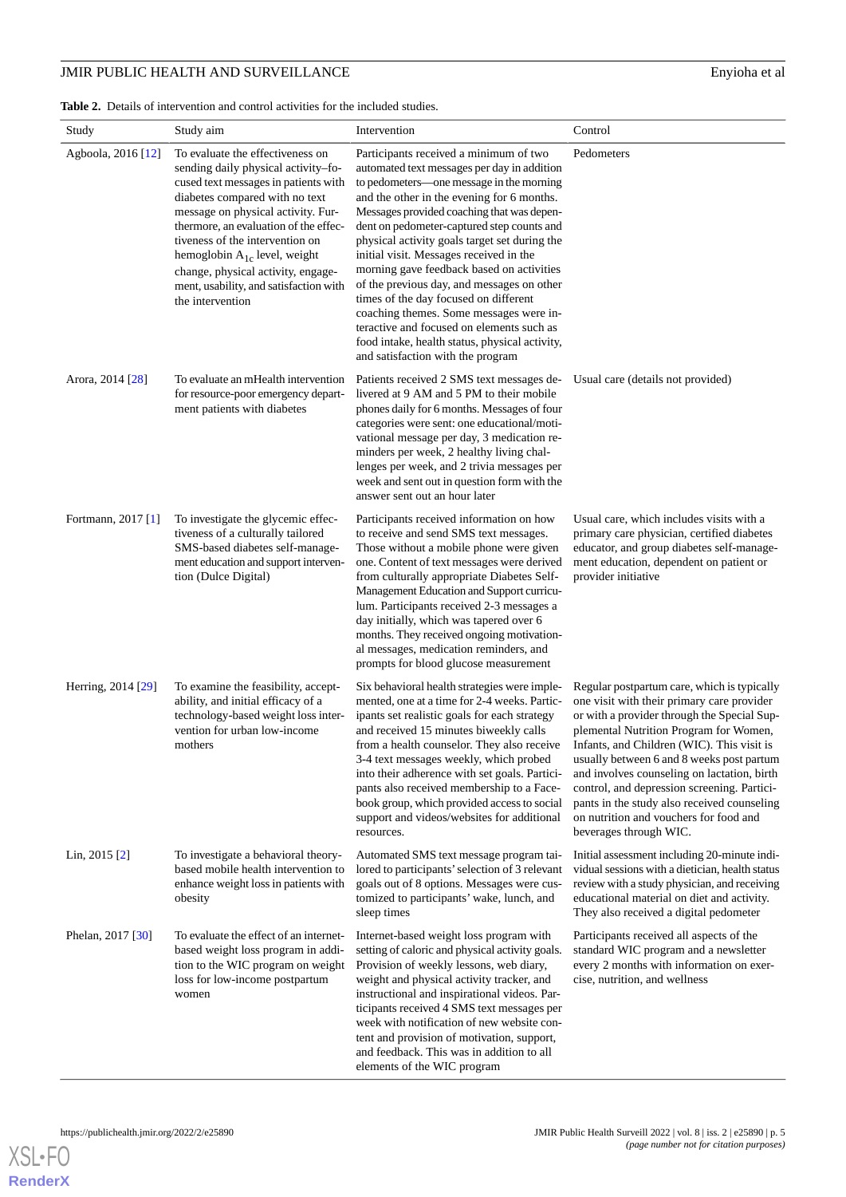**Table 2.** Details of intervention and control activities for the included studies.

| Study | Study aim | Intervention | Control |
|---|---|---|---|
| Agboola, 2016 [12] | To evaluate the effectiveness on sending daily physical activity–focused text messages in patients with diabetes compared with no text message on physical activity. Furthermore, an evaluation of the effectiveness of the intervention on hemoglobin $A_{1c}$ level, weight change, physical activity, engagement, usability, and satisfaction with the intervention | Participants received a minimum of two automated text messages per day in addition to pedometers—one message in the morning and the other in the evening for 6 months. Messages provided coaching that was dependent on pedometer-captured step counts and physical activity goals target set during the initial visit. Messages received in the morning gave feedback based on activities of the previous day, and messages on other times of the day focused on different coaching themes. Some messages were interactive and focused on elements such as food intake, health status, physical activity, and satisfaction with the program | Pedometers |
| Arora, 2014 [28] | To evaluate an mHealth intervention for resource-poor emergency department patients with diabetes | Patients received 2 SMS text messages delivered at 9 AM and 5 PM to their mobile phones daily for 6 months. Messages of four categories were sent: one educational/motivational message per day, 3 medication reminders per week, 2 healthy living challenges per week, and 2 trivia messages per week and sent out in question form with the answer sent out an hour later | Usual care (details not provided) |
| Fortmann, 2017 [1] | To investigate the glycemic effectiveness of a culturally tailored SMS-based diabetes self-management education and support intervention (Dulce Digital) | Participants received information on how to receive and send SMS text messages. Those without a mobile phone were given one. Content of text messages were derived from culturally appropriate Diabetes Self-Management Education and Support curriculum. Participants received 2-3 messages a day initially, which was tapered over 6 months. They received ongoing motivational messages, medication reminders, and prompts for blood glucose measurement | Usual care, which includes visits with a primary care physician, certified diabetes educator, and group diabetes self-management education, dependent on patient or provider initiative |
| Herring, 2014 [29] | To examine the feasibility, acceptability, and initial efficacy of a technology-based weight loss intervention for urban low-income mothers | Six behavioral health strategies were implemented, one at a time for 2-4 weeks. Participants set realistic goals for each strategy and received 15 minutes biweekly calls from a health counselor. They also receive 3-4 text messages weekly, which probed into their adherence with set goals. Participants also received membership to a Facebook group, which provided access to social support and videos/websites for additional resources. | Regular postpartum care, which is typically one visit with their primary care provider or with a provider through the Special Supplemental Nutrition Program for Women, Infants, and Children (WIC). This visit is usually between 6 and 8 weeks post partum and involves counseling on lactation, birth control, and depression screening. Participants in the study also received counseling on nutrition and vouchers for food and beverages through WIC. |
| Lin, 2015 [2] | To investigate a behavioral theory-based mobile health intervention to enhance weight loss in patients with obesity | Automated SMS text message program tailored to participants' selection of 3 relevant goals out of 8 options. Messages were customized to participants' wake, lunch, and sleep times | Initial assessment including 20-minute individual sessions with a dietician, health status review with a study physician, and receiving educational material on diet and activity. They also received a digital pedometer |
| Phelan, 2017 [30] | To evaluate the effect of an internet-based weight loss program in addition to the WIC program on weight loss for low-income postpartum women | Internet-based weight loss program with setting of caloric and physical activity goals. Provision of weekly lessons, web diary, weight and physical activity tracker, and instructional and inspirational videos. Participants received 4 SMS text messages per week with notification of new website content and provision of motivation, support, and feedback. This was in addition to all elements of the WIC program | Participants received all aspects of the standard WIC program and a newsletter every 2 months with information on exercise, nutrition, and wellness |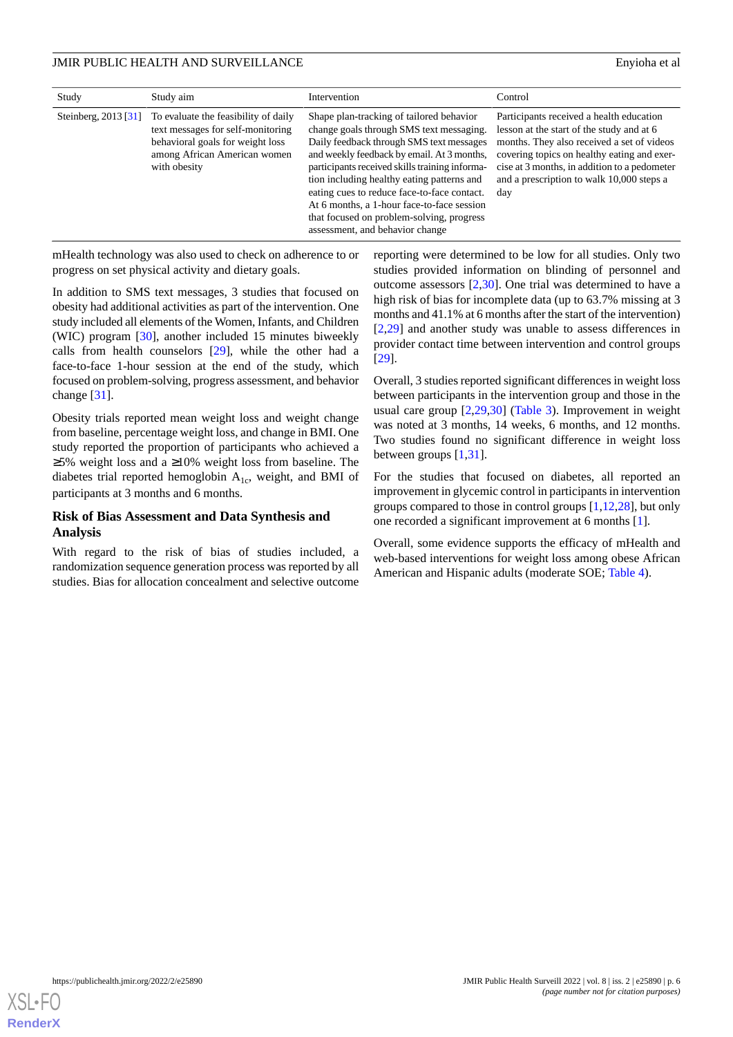| Study | Study aim | Intervention | Control |
|---|---|---|---|
| Steinberg, 2013 [31] | To evaluate the feasibility of daily text messages for self-monitoring behavioral goals for weight loss among African American women with obesity | Shape plan-tracking of tailored behavior change goals through SMS text messaging. Daily feedback through SMS text messages and weekly feedback by email. At 3 months, participants received skills training information including healthy eating patterns and eating cues to reduce face-to-face contact. At 6 months, a 1-hour face-to-face session that focused on problem-solving, progress assessment, and behavior change | Participants received a health education lesson at the start of the study and at 6 months. They also received a set of videos covering topics on healthy eating and exercise at 3 months, in addition to a pedometer and a prescription to walk 10,000 steps a day |

mHealth technology was also used to check on adherence to or progress on set physical activity and dietary goals.

In addition to SMS text messages, 3 studies that focused on obesity had additional activities as part of the intervention. One study included all elements of the Women, Infants, and Children (WIC) program [30], another included 15 minutes biweekly calls from health counselors [29], while the other had a face-to-face 1-hour session at the end of the study, which focused on problem-solving, progress assessment, and behavior change [31].

Obesity trials reported mean weight loss and weight change from baseline, percentage weight loss, and change in BMI. One study reported the proportion of participants who achieved a ≥5% weight loss and a ≥10% weight loss from baseline. The diabetes trial reported hemoglobin $A_{1c}$, weight, and BMI of participants at 3 months and 6 months.

### Risk of Bias Assessment and Data Synthesis and Analysis

With regard to the risk of bias of studies included, a randomization sequence generation process was reported by all studies. Bias for allocation concealment and selective outcome reporting were determined to be low for all studies. Only two studies provided information on blinding of personnel and outcome assessors [2,30]. One trial was determined to have a high risk of bias for incomplete data (up to 63.7% missing at 3 months and 41.1% at 6 months after the start of the intervention) [2,29] and another study was unable to assess differences in provider contact time between intervention and control groups [29].

Overall, 3 studies reported significant differences in weight loss between participants in the intervention group and those in the usual care group [2,29,30] (Table 3). Improvement in weight was noted at 3 months, 14 weeks, 6 months, and 12 months. Two studies found no significant difference in weight loss between groups [1,31].

For the studies that focused on diabetes, all reported an improvement in glycemic control in participants in intervention groups compared to those in control groups [1,12,28], but only one recorded a significant improvement at 6 months [1].

Overall, some evidence supports the efficacy of mHealth and web-based interventions for weight loss among obese African American and Hispanic adults (moderate SOE; Table 4).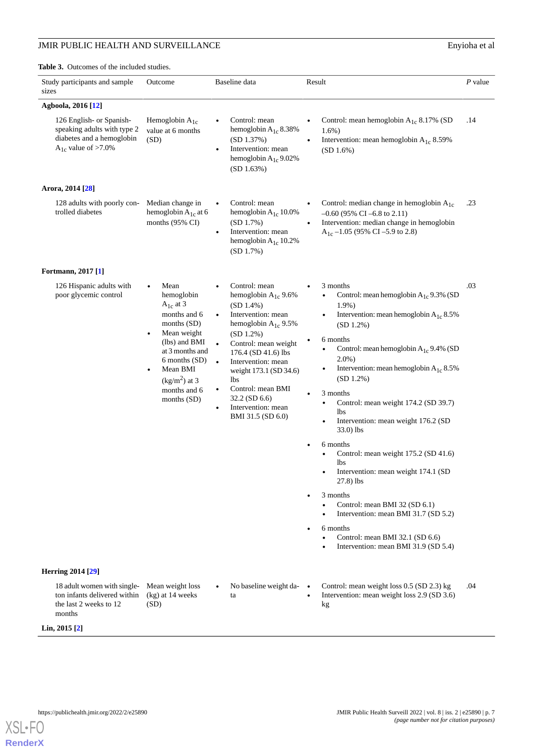**Table 3.** Outcomes of the included studies.

| Study participants and sample sizes | Outcome | Baseline data | Result | *P* value |
|---|---|---|---|---|
| **Agboola, 2016 [12]** | | | | |
| 126 English- or Spanish-speaking adults with type 2 diabetes and a hemoglobin $A_{1c}$ value of >7.0% | Hemoglobin $A_{1c}$ value at 6 months (SD) | • Control: mean hemoglobin $A_{1c}$ 8.38% (SD 1.37%) <br> • Intervention: mean hemoglobin $A_{1c}$ 9.02% (SD 1.63%) | • Control: mean hemoglobin $A_{1c}$ 8.17% (SD 1.6%) <br> • Intervention: mean hemoglobin $A_{1c}$ 8.59% (SD 1.6%) | .14 |
| **Arora, 2014 [28]** | | | | |
| 128 adults with poorly controlled diabetes | Median change in hemoglobin $A_{1c}$ at 6 months (95% CI) | • Control: mean hemoglobin $A_{1c}$ 10.0% (SD 1.7%) <br> • Intervention: mean hemoglobin $A_{1c}$ 10.2% (SD 1.7%) | • Control: median change in hemoglobin $A_{1c}$ –0.60 (95% CI –6.8 to 2.11) <br> • Intervention: median change in hemoglobin $A_{1c}$ –1.05 (95% CI –5.9 to 2.8) | .23 |
| **Fortmann, 2017 [1]** | | | | |
| 126 Hispanic adults with poor glycemic control | • Mean hemoglobin $A_{1c}$ at 3 months and 6 months (SD) <br> • Mean weight (lbs) and BMI at 3 months and 6 months (SD) <br> • Mean BMI ($kg/m^2$) at 3 months and 6 months (SD) | • Control: mean hemoglobin $A_{1c}$ 9.6% (SD 1.4%) <br> • Intervention: mean hemoglobin $A_{1c}$ 9.5% (SD 1.2%) <br> • Control: mean weight 176.4 (SD 41.6) lbs <br> • Intervention: mean weight 173.1 (SD 34.6) lbs <br> • Control: mean BMI 32.2 (SD 6.6) <br> • Intervention: mean BMI 31.5 (SD 6.0) | • 3 months <br> ◦ Control: mean hemoglobin $A_{1c}$ 9.3% (SD 1.9%) <br> ◦ Intervention: mean hemoglobin $A_{1c}$ 8.5% (SD 1.2%) <br> • 6 months <br> ◦ Control: mean hemoglobin $A_{1c}$ 9.4% (SD 2.0%) <br> ◦ Intervention: mean hemoglobin $A_{1c}$ 8.5% (SD 1.2%) <br> • 3 months <br> ◦ Control: mean weight 174.2 (SD 39.7) lbs <br> ◦ Intervention: mean weight 176.2 (SD 33.0) lbs <br> • 6 months <br> ◦ Control: mean weight 175.2 (SD 41.6) lbs <br> ◦ Intervention: mean weight 174.1 (SD 27.8) lbs <br> • 3 months <br> ◦ Control: mean BMI 32 (SD 6.1) <br> ◦ Intervention: mean BMI 31.7 (SD 5.2) <br> • 6 months <br> ◦ Control: mean BMI 32.1 (SD 6.6) <br> ◦ Intervention: mean BMI 31.9 (SD 5.4) | .03 |
| **Herring 2014 [29]** | | | | |
| 18 adult women with singleton infants delivered within the last 2 weeks to 12 months | Mean weight loss (kg) at 14 weeks (SD) | • No baseline weight data | • Control: mean weight loss 0.5 (SD 2.3) kg <br> • Intervention: mean weight loss 2.9 (SD 3.6) kg | .04 |
| **Lin, 2015 [2]** | | | | |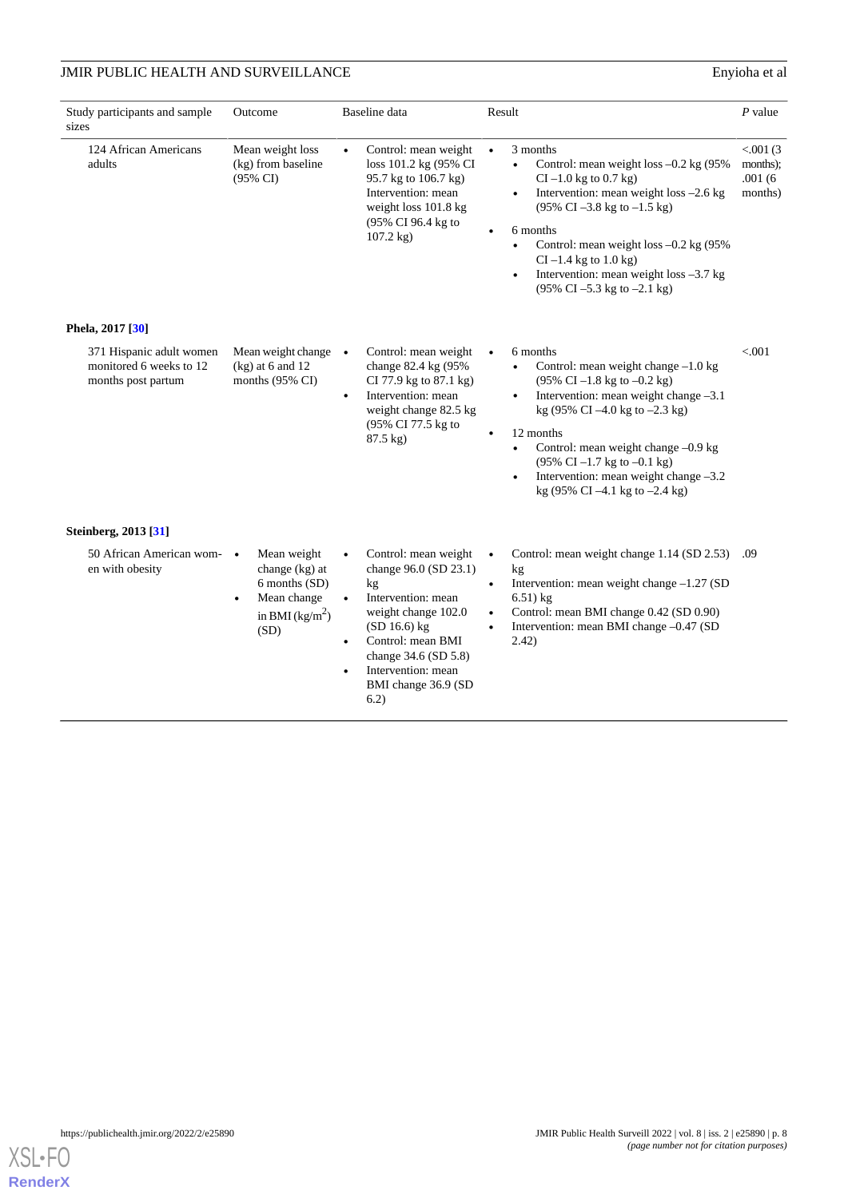| Study participants and sample sizes | Outcome | Baseline data | Result | *P* value |
|---|---|---|---|---|
| 124 African Americans adults | Mean weight loss (kg) from baseline (95% CI) | • Control: mean weight loss 101.2 kg (95% CI 95.7 kg to 106.7 kg) • Intervention: mean weight loss 101.8 kg (95% CI 96.4 kg to 107.2 kg) | • 3 months • Control: mean weight loss –0.2 kg (95% CI –1.0 kg to 0.7 kg) • Intervention: mean weight loss –2.6 kg (95% CI –3.8 kg to –1.5 kg) • 6 months • Control: mean weight loss –0.2 kg (95% CI –1.4 kg to 1.0 kg) • Intervention: mean weight loss –3.7 kg (95% CI –5.3 kg to –2.1 kg) | <.001 (3 months); .001 (6 months) |
| **Phela, 2017 [30]** | | | | |
| 371 Hispanic adult women monitored 6 weeks to 12 months post partum | Mean weight change (kg) at 6 and 12 months (95% CI) | • Control: mean weight change 82.4 kg (95% CI 77.9 kg to 87.1 kg) • Intervention: mean weight change 82.5 kg (95% CI 77.5 kg to 87.5 kg) | • 6 months • Control: mean weight change –1.0 kg (95% CI –1.8 kg to –0.2 kg) • Intervention: mean weight change –3.1 kg (95% CI –4.0 kg to –2.3 kg) • 12 months • Control: mean weight change –0.9 kg (95% CI –1.7 kg to –0.1 kg) • Intervention: mean weight change –3.2 kg (95% CI –4.1 kg to –2.4 kg) | <.001 |
| **Steinberg, 2013 [31]** | | | | |
| 50 African American women with obesity | • Mean weight change (kg) at 6 months (SD) • Mean change in BMI (kg/m$^2$) (SD) | • Control: mean weight change 96.0 (SD 23.1) kg • Intervention: mean weight change 102.0 (SD 16.6) kg • Control: mean BMI change 34.6 (SD 5.8) • Intervention: mean BMI change 36.9 (SD 6.2) | • Control: mean weight change 1.14 (SD 2.53) kg • Intervention: mean weight change –1.27 (SD 6.51) kg • Control: mean BMI change 0.42 (SD 0.90) • Intervention: mean BMI change –0.47 (SD 2.42) | .09 |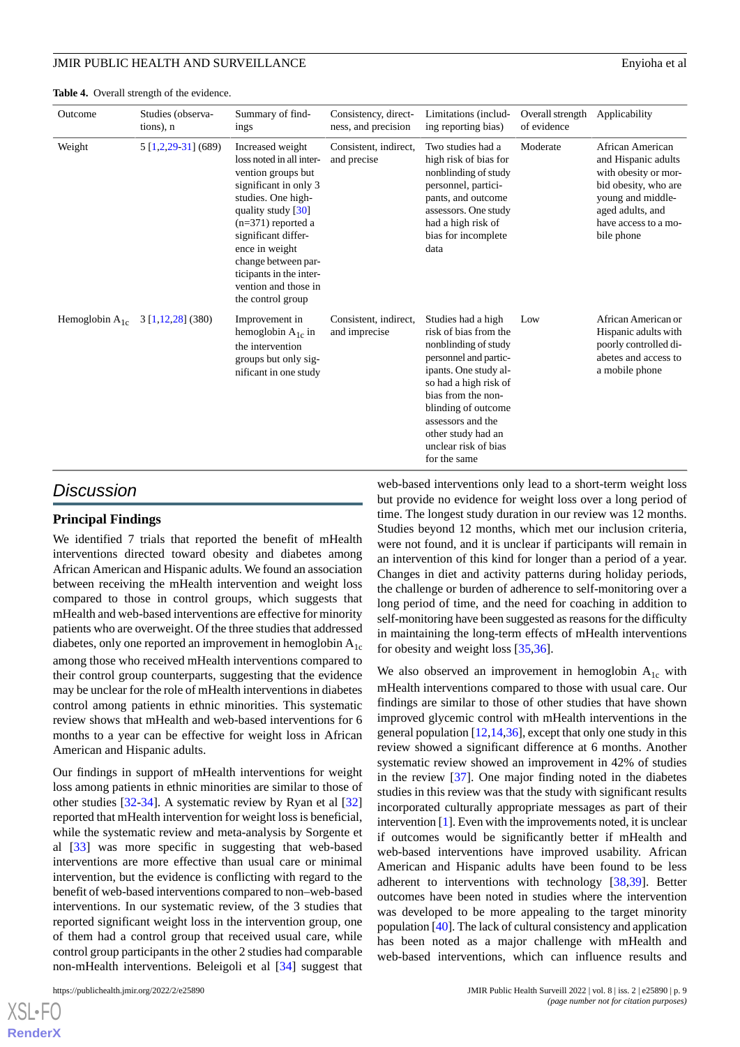**Table 4.** Overall strength of the evidence.

| Outcome | Studies (observations), n | Summary of findings | Consistency, directness, and precision | Limitations (including reporting bias) | Overall strength of evidence | Applicability |
|---|---|---|---|---|---|---|
| Weight | 5 [1,2,29-31] (689) | Increased weight loss noted in all intervention groups but significant in only 3 studies. One high-quality study [30] (n=371) reported a significant difference in weight change between participants in the intervention and those in the control group | Consistent, indirect, and precise | Two studies had a high risk of bias for nonblinding of study personnel, participants, and outcome assessors. One study had a high risk of bias for incomplete data | Moderate | African American and Hispanic adults with obesity or morbid obesity, who are young and middle-aged adults, and have access to a mobile phone |
| Hemoglobin $A_{1c}$ | 3 [1,12,28] (380) | Improvement in hemoglobin $A_{1c}$ in the intervention groups but only significant in one study | Consistent, indirect, and imprecise | Studies had a high risk of bias from the nonblinding of study personnel and participants. One study also had a high risk of bias from the nonblinding of outcome assessors and the other study had an unclear risk of bias for the same | Low | African American or Hispanic adults with poorly controlled diabetes and access to a mobile phone |

## Discussion

### Principal Findings

We identified 7 trials that reported the benefit of mHealth interventions directed toward obesity and diabetes among African American and Hispanic adults. We found an association between receiving the mHealth intervention and weight loss compared to those in control groups, which suggests that mHealth and web-based interventions are effective for minority patients who are overweight. Of the three studies that addressed diabetes, only one reported an improvement in hemoglobin $A_{1c}$ among those who received mHealth interventions compared to their control group counterparts, suggesting that the evidence may be unclear for the role of mHealth interventions in diabetes control among patients in ethnic minorities. This systematic review shows that mHealth and web-based interventions for 6 months to a year can be effective for weight loss in African American and Hispanic adults.

Our findings in support of mHealth interventions for weight loss among patients in ethnic minorities are similar to those of other studies [32-34]. A systematic review by Ryan et al [32] reported that mHealth intervention for weight loss is beneficial, while the systematic review and meta-analysis by Sorgente et al [33] was more specific in suggesting that web-based interventions are more effective than usual care or minimal intervention, but the evidence is conflicting with regard to the benefit of web-based interventions compared to non–web-based interventions. In our systematic review, of the 3 studies that reported significant weight loss in the intervention group, one of them had a control group that received usual care, while control group participants in the other 2 studies had comparable non-mHealth interventions. Beleigoli et al [34] suggest that web-based interventions only lead to a short-term weight loss but provide no evidence for weight loss over a long period of time. The longest study duration in our review was 12 months. Studies beyond 12 months, which met our inclusion criteria, were not found, and it is unclear if participants will remain in an intervention of this kind for longer than a period of a year. Changes in diet and activity patterns during holiday periods, the challenge or burden of adherence to self-monitoring over a long period of time, and the need for coaching in addition to self-monitoring have been suggested as reasons for the difficulty in maintaining the long-term effects of mHealth interventions for obesity and weight loss [35,36].

We also observed an improvement in hemoglobin $A_{1c}$ with mHealth interventions compared to those with usual care. Our findings are similar to those of other studies that have shown improved glycemic control with mHealth interventions in the general population [12,14,36], except that only one study in this review showed a significant difference at 6 months. Another systematic review showed an improvement in 42% of studies in the review [37]. One major finding noted in the diabetes studies in this review was that the study with significant results incorporated culturally appropriate messages as part of their intervention [1]. Even with the improvements noted, it is unclear if outcomes would be significantly better if mHealth and web-based interventions have improved usability. African American and Hispanic adults have been found to be less adherent to interventions with technology [38,39]. Better outcomes have been noted in studies where the intervention was developed to be more appealing to the target minority population [40]. The lack of cultural consistency and application has been noted as a major challenge with mHealth and web-based interventions, which can influence results and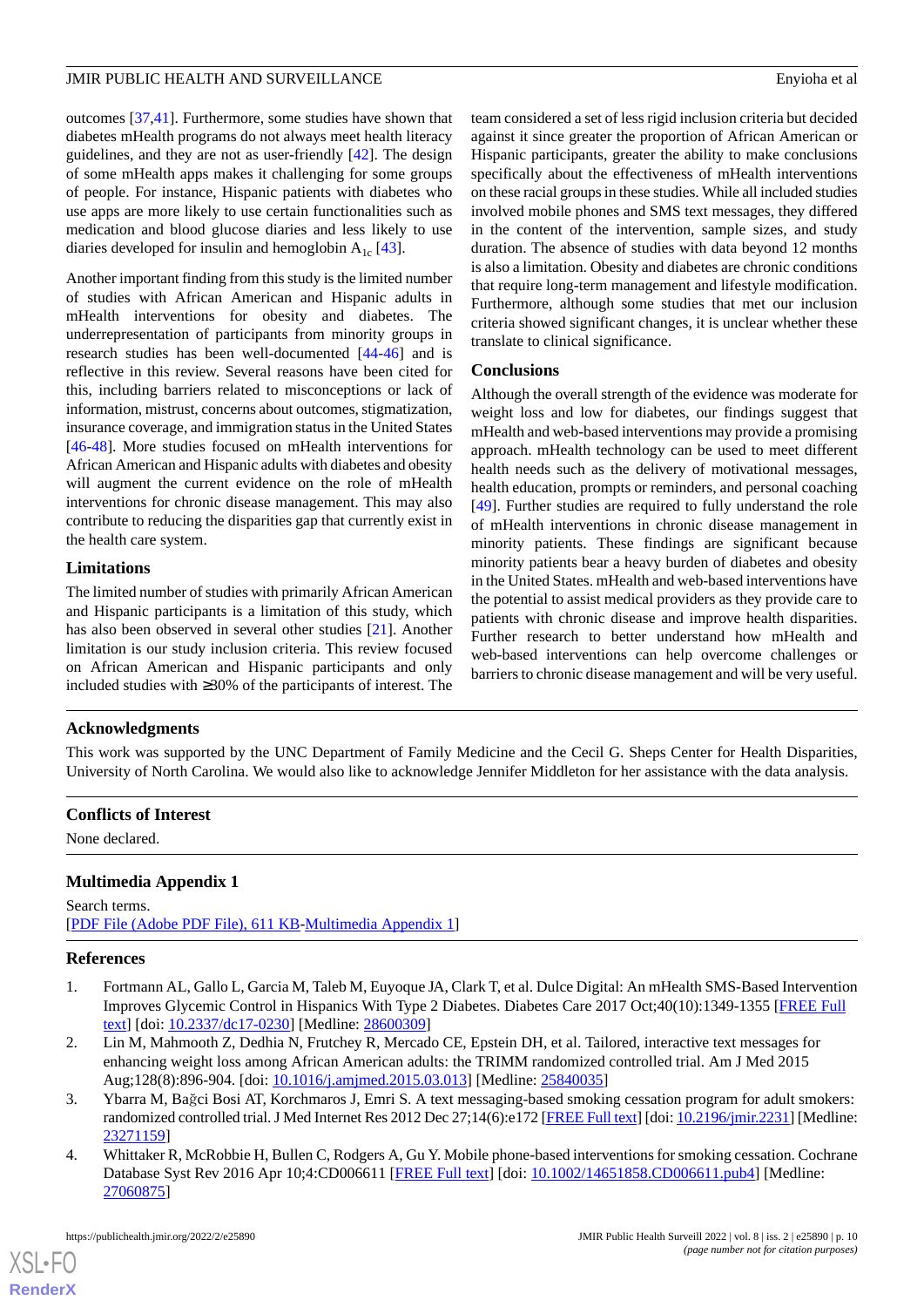outcomes [37,41]. Furthermore, some studies have shown that diabetes mHealth programs do not always meet health literacy guidelines, and they are not as user-friendly [42]. The design of some mHealth apps makes it challenging for some groups of people. For instance, Hispanic patients with diabetes who use apps are more likely to use certain functionalities such as medication and blood glucose diaries and less likely to use diaries developed for insulin and hemoglobin $A_{1c}$ [43].

Another important finding from this study is the limited number of studies with African American and Hispanic adults in mHealth interventions for obesity and diabetes. The underrepresentation of participants from minority groups in research studies has been well-documented [44-46] and is reflective in this review. Several reasons have been cited for this, including barriers related to misconceptions or lack of information, mistrust, concerns about outcomes, stigmatization, insurance coverage, and immigration status in the United States [46-48]. More studies focused on mHealth interventions for African American and Hispanic adults with diabetes and obesity will augment the current evidence on the role of mHealth interventions for chronic disease management. This may also contribute to reducing the disparities gap that currently exist in the health care system.

### Limitations

The limited number of studies with primarily African American and Hispanic participants is a limitation of this study, which has also been observed in several other studies [21]. Another limitation is our study inclusion criteria. This review focused on African American and Hispanic participants and only included studies with ≥30% of the participants of interest. The team considered a set of less rigid inclusion criteria but decided against it since greater the proportion of African American or Hispanic participants, greater the ability to make conclusions specifically about the effectiveness of mHealth interventions on these racial groups in these studies. While all included studies involved mobile phones and SMS text messages, they differed in the content of the intervention, sample sizes, and study duration. The absence of studies with data beyond 12 months is also a limitation. Obesity and diabetes are chronic conditions that require long-term management and lifestyle modification. Furthermore, although some studies that met our inclusion criteria showed significant changes, it is unclear whether these translate to clinical significance.

### Conclusions

Although the overall strength of the evidence was moderate for weight loss and low for diabetes, our findings suggest that mHealth and web-based interventions may provide a promising approach. mHealth technology can be used to meet different health needs such as the delivery of motivational messages, health education, prompts or reminders, and personal coaching [49]. Further studies are required to fully understand the role of mHealth interventions in chronic disease management in minority patients. These findings are significant because minority patients bear a heavy burden of diabetes and obesity in the United States. mHealth and web-based interventions have the potential to assist medical providers as they provide care to patients with chronic disease and improve health disparities. Further research to better understand how mHealth and web-based interventions can help overcome challenges or barriers to chronic disease management and will be very useful.

## Acknowledgments

This work was supported by the UNC Department of Family Medicine and the Cecil G. Sheps Center for Health Disparities, University of North Carolina. We would also like to acknowledge Jennifer Middleton for her assistance with the data analysis.

## Conflicts of Interest

None declared.

## Multimedia Appendix 1

Search terms.
[PDF File (Adobe PDF File), 611 KB-Multimedia Appendix 1]

## References

1. Fortmann AL, Gallo L, Garcia M, Taleb M, Euyoque JA, Clark T, et al. Dulce Digital: An mHealth SMS-Based Intervention Improves Glycemic Control in Hispanics With Type 2 Diabetes. Diabetes Care 2017 Oct;40(10):1349-1355 [FREE Full text] [doi: 10.2337/dc17-0230] [Medline: 28600309]
2. Lin M, Mahmooth Z, Dedhia N, Frutchey R, Mercado CE, Epstein DH, et al. Tailored, interactive text messages for enhancing weight loss among African American adults: the TRIMM randomized controlled trial. Am J Med 2015 Aug;128(8):896-904. [doi: 10.1016/j.amjmed.2015.03.013] [Medline: 25840035]
3. Ybarra M, Bağci Bosi AT, Korchmaros J, Emri S. A text messaging-based smoking cessation program for adult smokers: randomized controlled trial. J Med Internet Res 2012 Dec 27;14(6):e172 [FREE Full text] [doi: 10.2196/jmir.2231] [Medline: 23271159]
4. Whittaker R, McRobbie H, Bullen C, Rodgers A, Gu Y. Mobile phone-based interventions for smoking cessation. Cochrane Database Syst Rev 2016 Apr 10;4:CD006611 [FREE Full text] [doi: 10.1002/14651858.CD006611.pub4] [Medline: 27060875]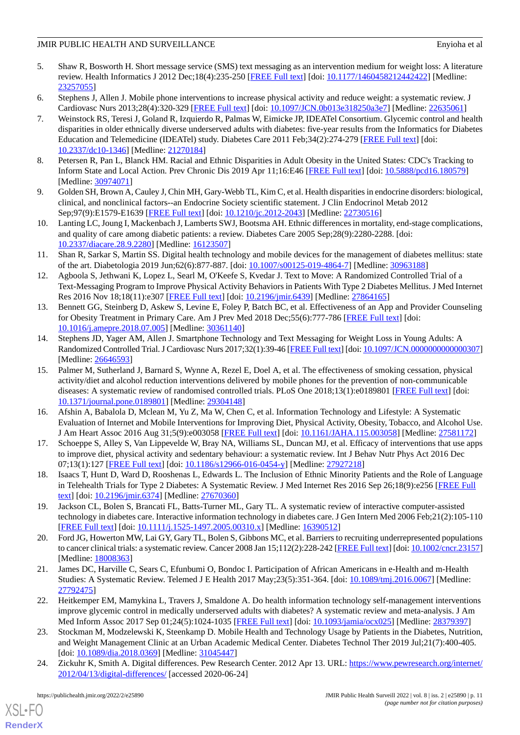5. Shaw R, Bosworth H. Short message service (SMS) text messaging as an intervention medium for weight loss: A literature review. Health Informatics J 2012 Dec;18(4):235-250 [FREE Full text] [doi: 10.1177/1460458212442422] [Medline: 23257055]
6. Stephens J, Allen J. Mobile phone interventions to increase physical activity and reduce weight: a systematic review. J Cardiovasc Nurs 2013;28(4):320-329 [FREE Full text] [doi: 10.1097/JCN.0b013e318250a3e7] [Medline: 22635061]
7. Weinstock RS, Teresi J, Goland R, Izquierdo R, Palmas W, Eimicke JP, IDEATel Consortium. Glycemic control and health disparities in older ethnically diverse underserved adults with diabetes: five-year results from the Informatics for Diabetes Education and Telemedicine (IDEATel) study. Diabetes Care 2011 Feb;34(2):274-279 [FREE Full text] [doi: 10.2337/dc10-1346] [Medline: 21270184]
8. Petersen R, Pan L, Blanck HM. Racial and Ethnic Disparities in Adult Obesity in the United States: CDC's Tracking to Inform State and Local Action. Prev Chronic Dis 2019 Apr 11;16:E46 [FREE Full text] [doi: 10.5888/pcd16.180579] [Medline: 30974071]
9. Golden SH, Brown A, Cauley J, Chin MH, Gary-Webb TL, Kim C, et al. Health disparities in endocrine disorders: biological, clinical, and nonclinical factors--an Endocrine Society scientific statement. J Clin Endocrinol Metab 2012 Sep;97(9):E1579-E1639 [FREE Full text] [doi: 10.1210/jc.2012-2043] [Medline: 22730516]
10. Lanting LC, Joung I, Mackenbach J, Lamberts SWJ, Bootsma AH. Ethnic differences in mortality, end-stage complications, and quality of care among diabetic patients: a review. Diabetes Care 2005 Sep;28(9):2280-2288. [doi: 10.2337/diacare.28.9.2280] [Medline: 16123507]
11. Shan R, Sarkar S, Martin SS. Digital health technology and mobile devices for the management of diabetes mellitus: state of the art. Diabetologia 2019 Jun;62(6):877-887. [doi: 10.1007/s00125-019-4864-7] [Medline: 30963188]
12. Agboola S, Jethwani K, Lopez L, Searl M, O'Keefe S, Kvedar J. Text to Move: A Randomized Controlled Trial of a Text-Messaging Program to Improve Physical Activity Behaviors in Patients With Type 2 Diabetes Mellitus. J Med Internet Res 2016 Nov 18;18(11):e307 [FREE Full text] [doi: 10.2196/jmir.6439] [Medline: 27864165]
13. Bennett GG, Steinberg D, Askew S, Levine E, Foley P, Batch BC, et al. Effectiveness of an App and Provider Counseling for Obesity Treatment in Primary Care. Am J Prev Med 2018 Dec;55(6):777-786 [FREE Full text] [doi: 10.1016/j.amepre.2018.07.005] [Medline: 30361140]
14. Stephens JD, Yager AM, Allen J. Smartphone Technology and Text Messaging for Weight Loss in Young Adults: A Randomized Controlled Trial. J Cardiovasc Nurs 2017;32(1):39-46 [FREE Full text] [doi: 10.1097/JCN.0000000000000307] [Medline: 26646593]
15. Palmer M, Sutherland J, Barnard S, Wynne A, Rezel E, Doel A, et al. The effectiveness of smoking cessation, physical activity/diet and alcohol reduction interventions delivered by mobile phones for the prevention of non-communicable diseases: A systematic review of randomised controlled trials. PLoS One 2018;13(1):e0189801 [FREE Full text] [doi: 10.1371/journal.pone.0189801] [Medline: 29304148]
16. Afshin A, Babalola D, Mclean M, Yu Z, Ma W, Chen C, et al. Information Technology and Lifestyle: A Systematic Evaluation of Internet and Mobile Interventions for Improving Diet, Physical Activity, Obesity, Tobacco, and Alcohol Use. J Am Heart Assoc 2016 Aug 31;5(9):e003058 [FREE Full text] [doi: 10.1161/JAHA.115.003058] [Medline: 27581172]
17. Schoeppe S, Alley S, Van Lippevelde W, Bray NA, Williams SL, Duncan MJ, et al. Efficacy of interventions that use apps to improve diet, physical activity and sedentary behaviour: a systematic review. Int J Behav Nutr Phys Act 2016 Dec 07;13(1):127 [FREE Full text] [doi: 10.1186/s12966-016-0454-y] [Medline: 27927218]
18. Isaacs T, Hunt D, Ward D, Rooshenas L, Edwards L. The Inclusion of Ethnic Minority Patients and the Role of Language in Telehealth Trials for Type 2 Diabetes: A Systematic Review. J Med Internet Res 2016 Sep 26;18(9):e256 [FREE Full text] [doi: 10.2196/jmir.6374] [Medline: 27670360]
19. Jackson CL, Bolen S, Brancati FL, Batts-Turner ML, Gary TL. A systematic review of interactive computer-assisted technology in diabetes care. Interactive information technology in diabetes care. J Gen Intern Med 2006 Feb;21(2):105-110 [FREE Full text] [doi: 10.1111/j.1525-1497.2005.00310.x] [Medline: 16390512]
20. Ford JG, Howerton MW, Lai GY, Gary TL, Bolen S, Gibbons MC, et al. Barriers to recruiting underrepresented populations to cancer clinical trials: a systematic review. Cancer 2008 Jan 15;112(2):228-242 [FREE Full text] [doi: 10.1002/cncr.23157] [Medline: 18008363]
21. James DC, Harville C, Sears C, Efunbumi O, Bondoc I. Participation of African Americans in e-Health and m-Health Studies: A Systematic Review. Telemed J E Health 2017 May;23(5):351-364. [doi: 10.1089/tmj.2016.0067] [Medline: 27792475]
22. Heitkemper EM, Mamykina L, Travers J, Smaldone A. Do health information technology self-management interventions improve glycemic control in medically underserved adults with diabetes? A systematic review and meta-analysis. J Am Med Inform Assoc 2017 Sep 01;24(5):1024-1035 [FREE Full text] [doi: 10.1093/jamia/ocx025] [Medline: 28379397]
23. Stockman M, Modzelewski K, Steenkamp D. Mobile Health and Technology Usage by Patients in the Diabetes, Nutrition, and Weight Management Clinic at an Urban Academic Medical Center. Diabetes Technol Ther 2019 Jul;21(7):400-405. [doi: 10.1089/dia.2018.0369] [Medline: 31045447]
24. Zickuhr K, Smith A. Digital differences. Pew Research Center. 2012 Apr 13. URL: https://www.pewresearch.org/internet/2012/04/13/digital-differences/ [accessed 2020-06-24]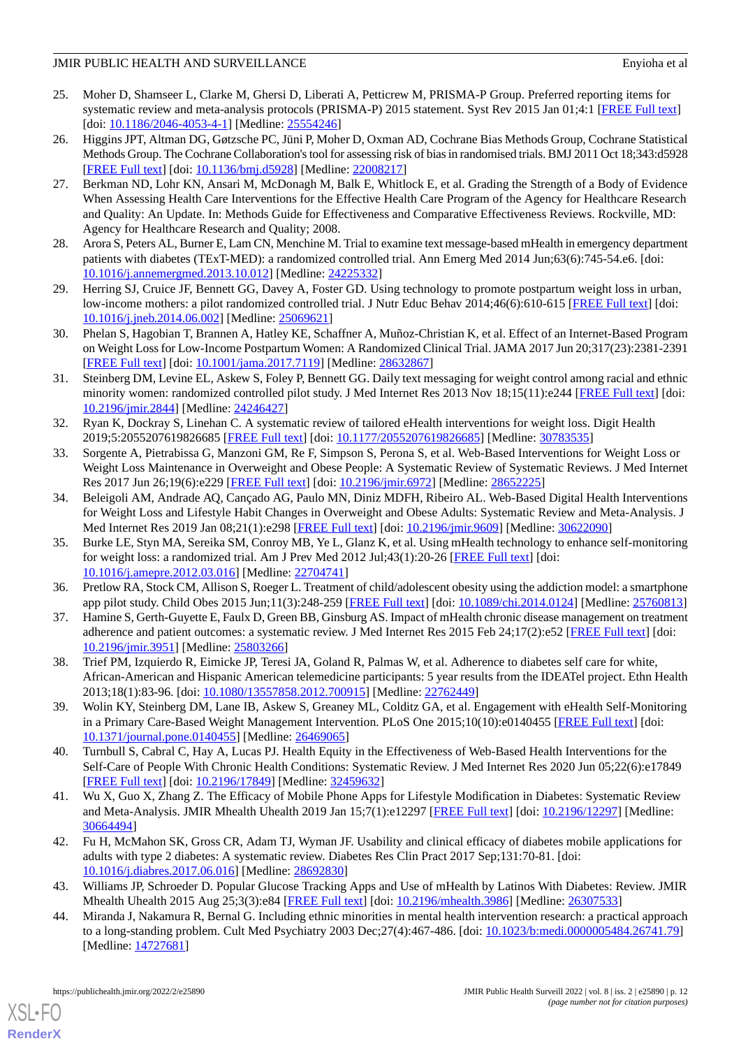25. Moher D, Shamseer L, Clarke M, Ghersi D, Liberati A, Petticrew M, PRISMA-P Group. Preferred reporting items for systematic review and meta-analysis protocols (PRISMA-P) 2015 statement. Syst Rev 2015 Jan 01;4:1 [FREE Full text] [doi: 10.1186/2046-4053-4-1] [Medline: 25554246]
26. Higgins JPT, Altman DG, Gøtzsche PC, Jüni P, Moher D, Oxman AD, Cochrane Bias Methods Group, Cochrane Statistical Methods Group. The Cochrane Collaboration's tool for assessing risk of bias in randomised trials. BMJ 2011 Oct 18;343:d5928 [FREE Full text] [doi: 10.1136/bmj.d5928] [Medline: 22008217]
27. Berkman ND, Lohr KN, Ansari M, McDonagh M, Balk E, Whitlock E, et al. Grading the Strength of a Body of Evidence When Assessing Health Care Interventions for the Effective Health Care Program of the Agency for Healthcare Research and Quality: An Update. In: Methods Guide for Effectiveness and Comparative Effectiveness Reviews. Rockville, MD: Agency for Healthcare Research and Quality; 2008.
28. Arora S, Peters AL, Burner E, Lam CN, Menchine M. Trial to examine text message-based mHealth in emergency department patients with diabetes (TExT-MED): a randomized controlled trial. Ann Emerg Med 2014 Jun;63(6):745-54.e6. [doi: 10.1016/j.annemergmed.2013.10.012] [Medline: 24225332]
29. Herring SJ, Cruice JF, Bennett GG, Davey A, Foster GD. Using technology to promote postpartum weight loss in urban, low-income mothers: a pilot randomized controlled trial. J Nutr Educ Behav 2014;46(6):610-615 [FREE Full text] [doi: 10.1016/j.jneb.2014.06.002] [Medline: 25069621]
30. Phelan S, Hagobian T, Brannen A, Hatley KE, Schaffner A, Muñoz-Christian K, et al. Effect of an Internet-Based Program on Weight Loss for Low-Income Postpartum Women: A Randomized Clinical Trial. JAMA 2017 Jun 20;317(23):2381-2391 [FREE Full text] [doi: 10.1001/jama.2017.7119] [Medline: 28632867]
31. Steinberg DM, Levine EL, Askew S, Foley P, Bennett GG. Daily text messaging for weight control among racial and ethnic minority women: randomized controlled pilot study. J Med Internet Res 2013 Nov 18;15(11):e244 [FREE Full text] [doi: 10.2196/jmir.2844] [Medline: 24246427]
32. Ryan K, Dockray S, Linehan C. A systematic review of tailored eHealth interventions for weight loss. Digit Health 2019;5:2055207619826685 [FREE Full text] [doi: 10.1177/2055207619826685] [Medline: 30783535]
33. Sorgente A, Pietrabissa G, Manzoni GM, Re F, Simpson S, Perona S, et al. Web-Based Interventions for Weight Loss or Weight Loss Maintenance in Overweight and Obese People: A Systematic Review of Systematic Reviews. J Med Internet Res 2017 Jun 26;19(6):e229 [FREE Full text] [doi: 10.2196/jmir.6972] [Medline: 28652225]
34. Beleigoli AM, Andrade AQ, Cançado AG, Paulo MN, Diniz MDFH, Ribeiro AL. Web-Based Digital Health Interventions for Weight Loss and Lifestyle Habit Changes in Overweight and Obese Adults: Systematic Review and Meta-Analysis. J Med Internet Res 2019 Jan 08;21(1):e298 [FREE Full text] [doi: 10.2196/jmir.9609] [Medline: 30622090]
35. Burke LE, Styn MA, Sereika SM, Conroy MB, Ye L, Glanz K, et al. Using mHealth technology to enhance self-monitoring for weight loss: a randomized trial. Am J Prev Med 2012 Jul;43(1):20-26 [FREE Full text] [doi: 10.1016/j.amepre.2012.03.016] [Medline: 22704741]
36. Pretlow RA, Stock CM, Allison S, Roeger L. Treatment of child/adolescent obesity using the addiction model: a smartphone app pilot study. Child Obes 2015 Jun;11(3):248-259 [FREE Full text] [doi: 10.1089/chi.2014.0124] [Medline: 25760813]
37. Hamine S, Gerth-Guyette E, Faulx D, Green BB, Ginsburg AS. Impact of mHealth chronic disease management on treatment adherence and patient outcomes: a systematic review. J Med Internet Res 2015 Feb 24;17(2):e52 [FREE Full text] [doi: 10.2196/jmir.3951] [Medline: 25803266]
38. Trief PM, Izquierdo R, Eimicke JP, Teresi JA, Goland R, Palmas W, et al. Adherence to diabetes self care for white, African-American and Hispanic American telemedicine participants: 5 year results from the IDEATel project. Ethn Health 2013;18(1):83-96. [doi: 10.1080/13557858.2012.700915] [Medline: 22762449]
39. Wolin KY, Steinberg DM, Lane IB, Askew S, Greaney ML, Colditz GA, et al. Engagement with eHealth Self-Monitoring in a Primary Care-Based Weight Management Intervention. PLoS One 2015;10(10):e0140455 [FREE Full text] [doi: 10.1371/journal.pone.0140455] [Medline: 26469065]
40. Turnbull S, Cabral C, Hay A, Lucas PJ. Health Equity in the Effectiveness of Web-Based Health Interventions for the Self-Care of People With Chronic Health Conditions: Systematic Review. J Med Internet Res 2020 Jun 05;22(6):e17849 [FREE Full text] [doi: 10.2196/17849] [Medline: 32459632]
41. Wu X, Guo X, Zhang Z. The Efficacy of Mobile Phone Apps for Lifestyle Modification in Diabetes: Systematic Review and Meta-Analysis. JMIR Mhealth Uhealth 2019 Jan 15;7(1):e12297 [FREE Full text] [doi: 10.2196/12297] [Medline: 30664494]
42. Fu H, McMahon SK, Gross CR, Adam TJ, Wyman JF. Usability and clinical efficacy of diabetes mobile applications for adults with type 2 diabetes: A systematic review. Diabetes Res Clin Pract 2017 Sep;131:70-81. [doi: 10.1016/j.diabres.2017.06.016] [Medline: 28692830]
43. Williams JP, Schroeder D. Popular Glucose Tracking Apps and Use of mHealth by Latinos With Diabetes: Review. JMIR Mhealth Uhealth 2015 Aug 25;3(3):e84 [FREE Full text] [doi: 10.2196/mhealth.3986] [Medline: 26307533]
44. Miranda J, Nakamura R, Bernal G. Including ethnic minorities in mental health intervention research: a practical approach to a long-standing problem. Cult Med Psychiatry 2003 Dec;27(4):467-486. [doi: 10.1023/b:medi.0000005484.26741.79] [Medline: 14727681]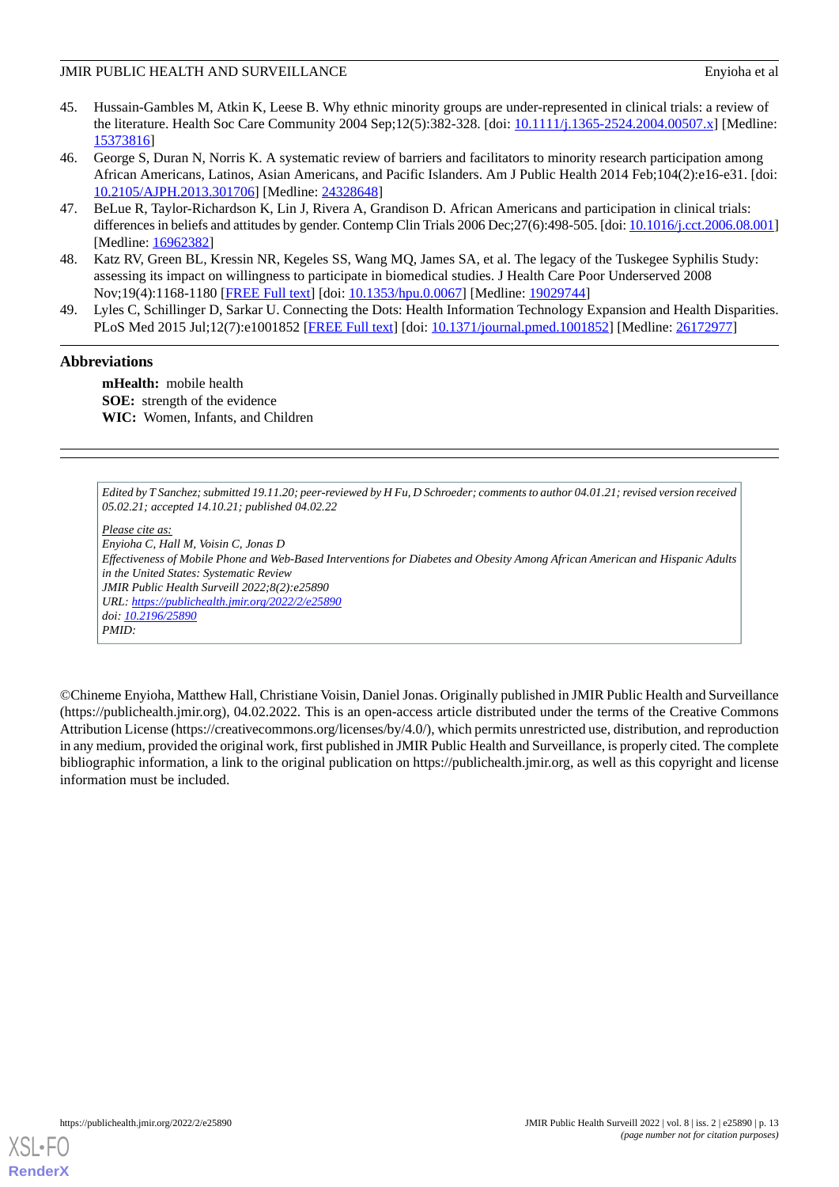45. Hussain-Gambles M, Atkin K, Leese B. Why ethnic minority groups are under-represented in clinical trials: a review of the literature. Health Soc Care Community 2004 Sep;12(5):382-328. [doi: 10.1111/j.1365-2524.2004.00507.x] [Medline: 15373816]
46. George S, Duran N, Norris K. A systematic review of barriers and facilitators to minority research participation among African Americans, Latinos, Asian Americans, and Pacific Islanders. Am J Public Health 2014 Feb;104(2):e16-e31. [doi: 10.2105/AJPH.2013.301706] [Medline: 24328648]
47. BeLue R, Taylor-Richardson K, Lin J, Rivera A, Grandison D. African Americans and participation in clinical trials: differences in beliefs and attitudes by gender. Contemp Clin Trials 2006 Dec;27(6):498-505. [doi: 10.1016/j.cct.2006.08.001] [Medline: 16962382]
48. Katz RV, Green BL, Kressin NR, Kegeles SS, Wang MQ, James SA, et al. The legacy of the Tuskegee Syphilis Study: assessing its impact on willingness to participate in biomedical studies. J Health Care Poor Underserved 2008 Nov;19(4):1168-1180 [FREE Full text] [doi: 10.1353/hpu.0.0067] [Medline: 19029744]
49. Lyles C, Schillinger D, Sarkar U. Connecting the Dots: Health Information Technology Expansion and Health Disparities. PLoS Med 2015 Jul;12(7):e1001852 [FREE Full text] [doi: 10.1371/journal.pmed.1001852] [Medline: 26172977]

## Abbreviations

**mHealth:** mobile health
**SOE:** strength of the evidence
**WIC:** Women, Infants, and Children

---

*Edited by T Sanchez; submitted 19.11.20; peer-reviewed by H Fu, D Schroeder; comments to author 04.01.21; revised version received 05.02.21; accepted 14.10.21; published 04.02.22*

*Please cite as:*
*Enyioha C, Hall M, Voisin C, Jonas D*
*Effectiveness of Mobile Phone and Web-Based Interventions for Diabetes and Obesity Among African American and Hispanic Adults in the United States: Systematic Review*
*JMIR Public Health Surveill 2022;8(2):e25890*
*URL: https://publichealth.jmir.org/2022/2/e25890*
*doi: 10.2196/25890*
*PMID:*

©Chineme Enyioha, Matthew Hall, Christiane Voisin, Daniel Jonas. Originally published in JMIR Public Health and Surveillance (https://publichealth.jmir.org), 04.02.2022. This is an open-access article distributed under the terms of the Creative Commons Attribution License (https://creativecommons.org/licenses/by/4.0/), which permits unrestricted use, distribution, and reproduction in any medium, provided the original work, first published in JMIR Public Health and Surveillance, is properly cited. The complete bibliographic information, a link to the original publication on https://publichealth.jmir.org, as well as this copyright and license information must be included.